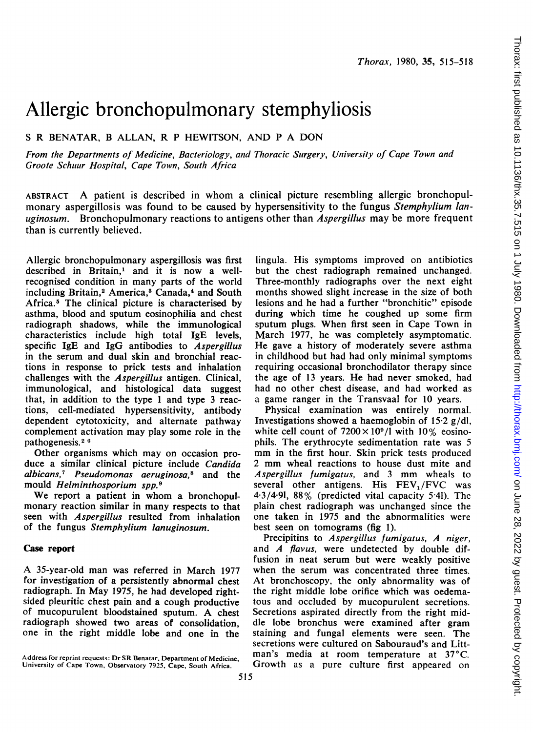# Allergic bronchopulmonary stemphyliosis

S R BENATAR, B ALLAN, R P HEWITSON, AND P A DON

*From the Departments of Medicine, Bacteriology, and Thoracic Surgery, University of Cape Town and Groote Schuur Hospital, Cape Town, South Africa*

ABSTRACT A patient is described in whom a clinical picture resembling allergic bronchopulmonary aspergillosis was found to be caused by hypersensitivity to the fungus *Stemphylium lanuginosum*. Bronchopulmonary reactions to antigens other than *Aspergillus* may be more frequent than is currently believed.

Allergic bronchopulmonary aspergillosis was first described in Britain,[1] and it is now a well-recognised condition in many parts of the world including Britain,[2] America,[3] Canada,[4] and South Africa.[5] The clinical picture is characterised by asthma, blood and sputum eosinophilia and chest radiograph shadows, while the immunological characteristics include high total IgE levels, specific IgE and IgG antibodies to *Aspergillus* in the serum and dual skin and bronchial reactions in response to prick tests and inhalation challenges with the *Aspergillus* antigen. Clinical, immunological, and histological data suggest that, in addition to the type 1 and type 3 reactions, cell-mediated hypersensitivity, antibody dependent cytotoxicity, and alternate pathway complement activation may play some role in the pathogenesis.[2,6]

Other organisms which may on occasion produce a similar clinical picture include *Candida albicans*,[7] *Pseudomonas aeruginosa*,[8] and the mould *Helminthosporium spp.*[9]

We report a patient in whom a bronchopulmonary reaction similar in many respects to that seen with *Aspergillus* resulted from inhalation of the fungus *Stemphylium lanuginosum*.

## Case report

A 35-year-old man was referred in March 1977 for investigation of a persistently abnormal chest radiograph. In May 1975, he had developed right-sided pleuritic chest pain and a cough productive of mucopurulent bloodstained sputum. A chest radiograph showed two areas of consolidation, one in the right middle lobe and one in the lingula. His symptoms improved on antibiotics but the chest radiograph remained unchanged. Three-monthly radiographs over the next eight months showed slight increase in the size of both lesions and he had a further "bronchitic" episode during which time he coughed up some firm sputum plugs. When first seen in Cape Town in March 1977, he was completely asymptomatic. He gave a history of moderately severe asthma in childhood but had had only minimal symptoms requiring occasional bronchodilator therapy since the age of 13 years. He had never smoked, had had no other chest disease, and had worked as a game ranger in the Transvaal for 10 years.

Physical examination was entirely normal. Investigations showed a haemoglobin of 15·2 g/dl, white cell count of $7200 \times 10^9$/l with 10% eosinophils. The erythrocyte sedimentation rate was 5 mm in the first hour. Skin prick tests produced 2 mm wheal reactions to house dust mite and *Aspergillus fumigatus*, and 3 mm wheals to several other antigens. His $FEV_1$/FVC was 4·3/4·9l, 88% (predicted vital capacity 5·4l). The plain chest radiograph was unchanged since the one taken in 1975 and the abnormalities were best seen on tomograms (fig 1).

Precipitins to *Aspergillus fumigatus*, *A niger*, and *A flavus*, were undetected by double diffusion in neat serum but were weakly positive when the serum was concentrated three times. At bronchoscopy, the only abnormality was of the right middle lobe orifice which was oedematous and occluded by mucopurulent secretions. Secretions aspirated directly from the right middle lobe bronchus were examined after gram staining and fungal elements were seen. The secretions were cultured on Sabouraud's and Littman's media at room temperature at 37°C. Growth as a pure culture first appeared on

Address for reprint requests: Dr SR Benatar, Department of Medicine, University of Cape Town, Observatory 7925, Cape, South Africa.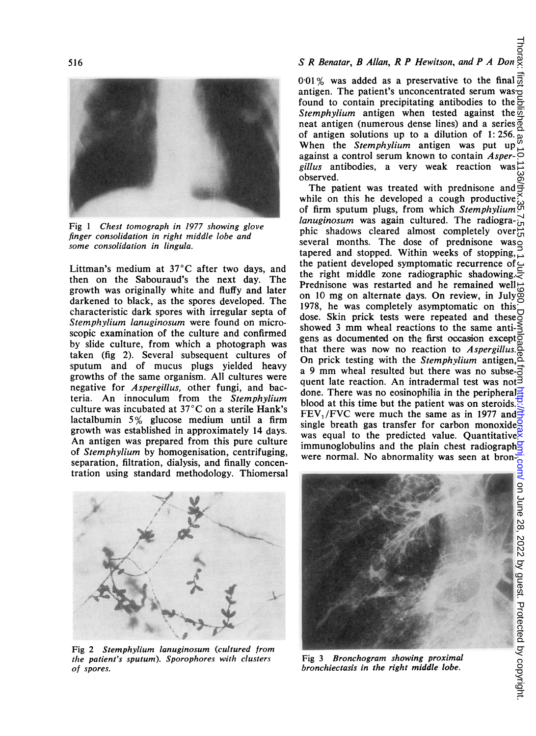Fig 1 *Chest tomograph in 1977 showing glove finger consolidation in right middle lobe and some consolidation in lingula.*

Littman's medium at 37°C after two days, and then on the Sabouraud's the next day. The growth was originally white and fluffy and later darkened to black, as the spores developed. The characteristic dark spores with irregular septa of *Stemphylium lanuginosum* were found on microscopic examination of the culture and confirmed by slide culture, from which a photograph was taken (fig 2). Several subsequent cultures of sputum and of mucus plugs yielded heavy growths of the same organism. All cultures were negative for *Aspergillus*, other fungi, and bacteria. An innoculum from the *Stemphylium* culture was incubated at 37°C on a sterile Hank's lactalbumin 5% glucose medium until a firm growth was established in approximately 14 days. An antigen was prepared from this pure culture of *Stemphylium* by homogenisation, centrifuging, separation, filtration, dialysis, and finally concentration using standard methodology. Thiomersal 0·01% was added as a preservative to the final antigen. The patient's unconcentrated serum was found to contain precipitating antibodies to the *Stemphylium* antigen when tested against the neat antigen (numerous dense lines) and a series of antigen solutions up to a dilution of 1:256. When the *Stemphylium* antigen was put up against a control serum known to contain *Aspergillus* antibodies, a very weak reaction was observed.

The patient was treated with prednisone and while on this he developed a cough productive of firm sputum plugs, from which *Stemphylium lanuginosum* was again cultured. The radiographic shadows cleared almost completely over several months. The dose of prednisone was tapered and stopped. Within weeks of stopping, the patient developed symptomatic recurrence of the right middle zone radiographic shadowing. Prednisone was restarted and he remained well on 10 mg on alternate days. On review, in July 1978, he was completely asymptomatic on this dose. Skin prick tests were repeated and these showed 3 mm wheal reactions to the same antigens as documented on the first occasion except that there was now no reaction to *Aspergillus*. On prick testing with the *Stemphylium* antigen, a 9 mm wheal resulted but there was no subsequent late reaction. An intradermal test was not done. There was no eosinophilia in the peripheral blood at this time but the patient was on steroids. $FEV_1$/FVC were much the same as in 1977 and single breath gas transfer for carbon monoxide was equal to the predicted value. Quantitative immunoglobulins and the plain chest radiograph were normal. No abnormality was seen at bron-

Fig 2 *Stemphylium lanuginosum (cultured from the patient's sputum). Sporophores with clusters of spores.*

Fig 3 *Bronchogram showing proximal bronchiectasis in the right middle lobe.*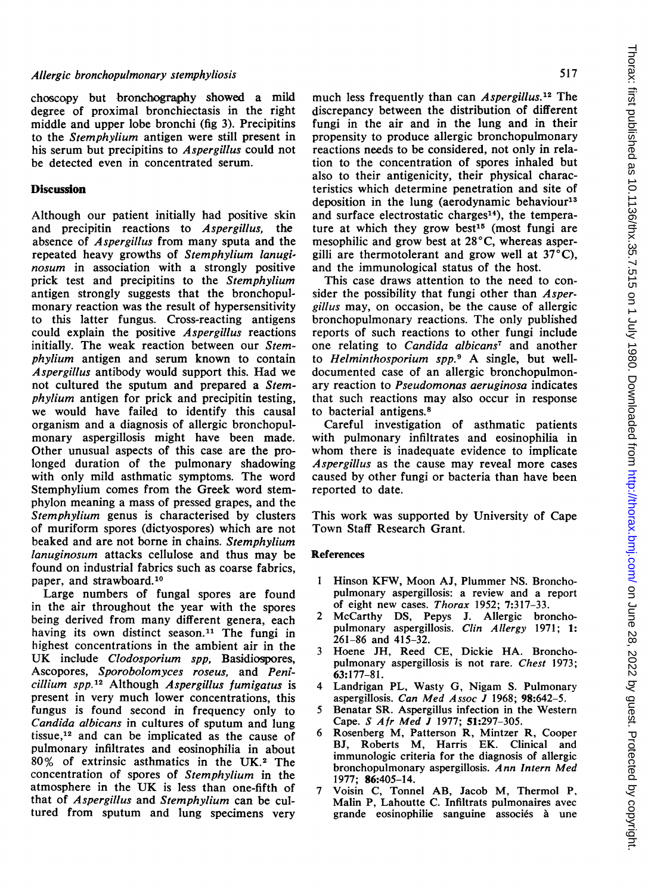choscopy but bronchography showed a mild degree of proximal bronchiectasis in the right middle and upper lobe bronchi (fig 3). Precipitins to the *Stemphylium* antigen were still present in his serum but precipitins to *Aspergillus* could not be detected even in concentrated serum.

## Discussion

Although our patient initially had positive skin and precipitin reactions to *Aspergillus*, the absence of *Aspergillus* from many sputa and the repeated heavy growths of *Stemphylium lanuginosum* in association with a strongly positive prick test and precipitins to the *Stemphylium* antigen strongly suggests that the bronchopulmonary reaction was the result of hypersensitivity to this latter fungus. Cross-reacting antigens could explain the positive *Aspergillus* reactions initially. The weak reaction between our *Stemphylium* antigen and serum known to contain *Aspergillus* antibody would support this. Had we not cultured the sputum and prepared a *Stemphylium* antigen for prick and precipitin testing, we would have failed to identify this causal organism and a diagnosis of allergic bronchopulmonary aspergillosis might have been made. Other unusual aspects of this case are the prolonged duration of the pulmonary shadowing with only mild asthmatic symptoms. The word Stemphylium comes from the Greek word stemphylon meaning a mass of pressed grapes, and the *Stemphylium* genus is characterised by clusters of muriform spores (dictyospores) which are not beaked and are not borne in chains. *Stemphylium lanuginosum* attacks cellulose and thus may be found on industrial fabrics such as coarse fabrics, paper, and strawboard.[10]

Large numbers of fungal spores are found in the air throughout the year with the spores being derived from many different genera, each having its own distinct season.[11] The fungi in highest concentrations in the ambient air in the UK include *Clodosporium spp*, Basidiospores, Ascopores, *Sporobolomyces roseus*, and *Penicillium spp.*[12] Although *Aspergillus fumigatus* is present in very much lower concentrations, this fungus is found second in frequency only to *Candida albicans* in cultures of sputum and lung tissue,[12] and can be implicated as the cause of pulmonary infiltrates and eosinophilia in about 80% of extrinsic asthmatics in the UK.[2] The concentration of spores of *Stemphylium* in the atmosphere in the UK is less than one-fifth of that of *Aspergillus* and *Stemphylium* can be cultured from sputum and lung specimens very much less frequently than can *Aspergillus*.[12] The discrepancy between the distribution of different fungi in the air and in the lung and in their propensity to produce allergic bronchopulmonary reactions needs to be considered, not only in relation to the concentration of spores inhaled but also to their antigenicity, their physical characteristics which determine penetration and site of deposition in the lung (aerodynamic behaviour[13] and surface electrostatic charges[14]), the temperature at which they grow best[15] (most fungi are mesophilic and grow best at 28°C, whereas aspergilli are thermotolerant and grow well at 37°C), and the immunological status of the host.

This case draws attention to the need to consider the possibility that fungi other than *Aspergillus* may, on occasion, be the cause of allergic bronchopulmonary reactions. The only published reports of such reactions to other fungi include one relating to *Candida albicans*[7] and another to *Helminthosporium spp.*[9] A single, but well-documented case of an allergic bronchopulmonary reaction to *Pseudomonas aeruginosa* indicates that such reactions may also occur in response to bacterial antigens.[8]

Careful investigation of asthmatic patients with pulmonary infiltrates and eosinophilia in whom there is inadequate evidence to implicate *Aspergillus* as the cause may reveal more cases caused by other fungi or bacteria than have been reported to date.

This work was supported by University of Cape Town Staff Research Grant.

## References

1. Hinson KFW, Moon AJ, Plummer NS. Bronchopulmonary aspergillosis: a review and a report of eight new cases. *Thorax* 1952; **7**:317–33.
2. McCarthy DS, Pepys J. Allergic bronchopulmonary aspergillosis. *Clin Allergy* 1971; **1**: 261–86 and 415–32.
3. Hoene JH, Reed CE, Dickie HA. Bronchopulmonary aspergillosis is not rare. *Chest* 1973; **63**:177–81.
4. Landrigan PL, Wasty G, Nigam S. Pulmonary aspergillosis. *Can Med Assoc J* 1968; **98**:642–5.
5. Benatar SR. Aspergillus infection in the Western Cape. *S Afr Med J* 1977; **51**:297–305.
6. Rosenberg M, Patterson R, Mintzer R, Cooper BJ, Roberts M, Harris EK. Clinical and immunologic criteria for the diagnosis of allergic bronchopulmonary aspergillosis. *Ann Intern Med* 1977; **86**:405–14.
7. Voisin C, Tonnel AB, Jacob M, Thermol P, Malin P, Lahoutte C. Infiltrats pulmonaires avec grande eosinophilie sanguine associés à une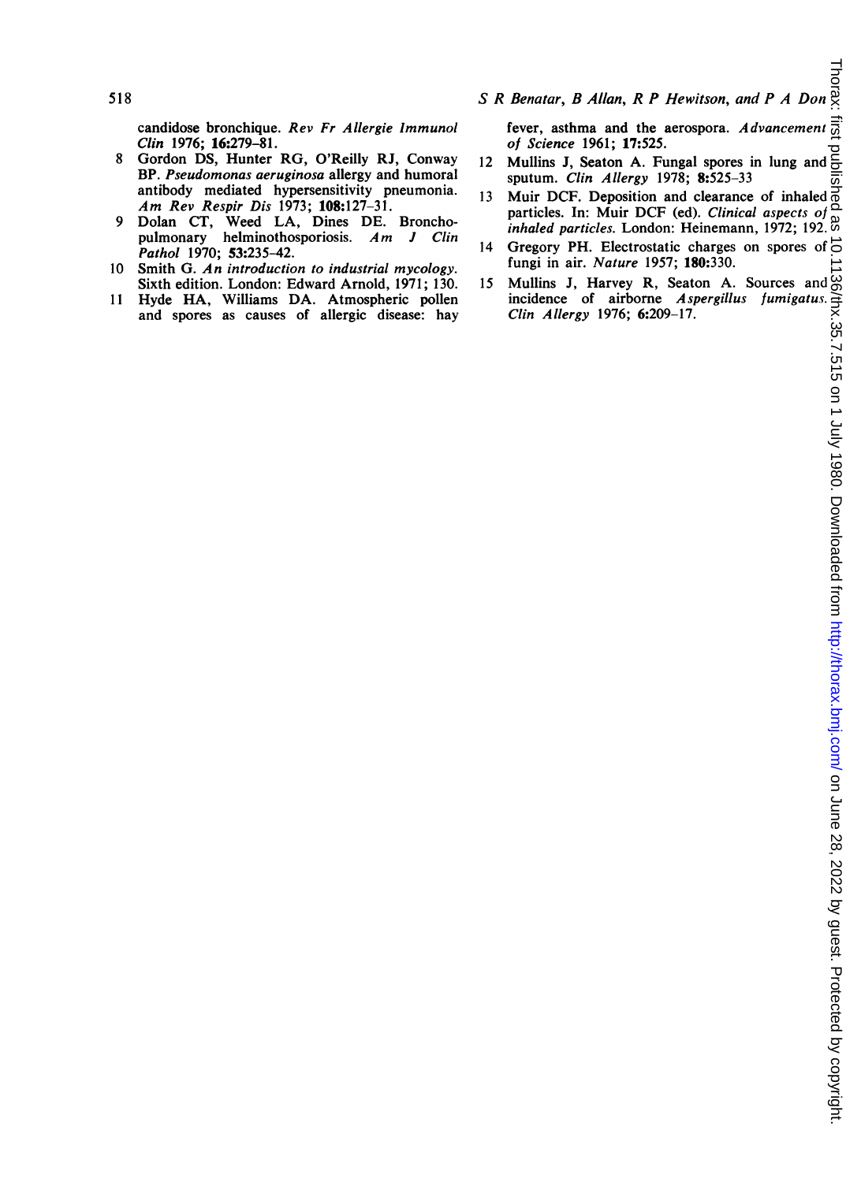candidose bronchique. *Rev Fr Allergie Immunol Clin* 1976; **16**:279–81.

8 Gordon DS, Hunter RG, O'Reilly RJ, Conway BP. *Pseudomonas aeruginosa* allergy and humoral antibody mediated hypersensitivity pneumonia. *Am Rev Respir Dis* 1973; **108**:127–31.

9 Dolan CT, Weed LA, Dines DE. Bronchopulmonary helminthosporiosis. *Am J Clin Pathol* 1970; **53**:235–42.

10 Smith G. *An introduction to industrial mycology.* Sixth edition. London: Edward Arnold, 1971; 130.

11 Hyde HA, Williams DA. Atmospheric pollen and spores as causes of allergic disease: hay fever, asthma and the aerospora. *Advancement of Science* 1961; **17**:525.

12 Mullins J, Seaton A. Fungal spores in lung and sputum. *Clin Allergy* 1978; **8**:525–33

13 Muir DCF. Deposition and clearance of inhaled particles. In: Muir DCF (ed). *Clinical aspects of inhaled particles.* London: Heinemann, 1972; 192.

14 Gregory PH. Electrostatic charges on spores of fungi in air. *Nature* 1957; **180**:330.

15 Mullins J, Harvey R, Seaton A. Sources and incidence of airborne *Aspergillus fumigatus*. *Clin Allergy* 1976; **6**:209–17.